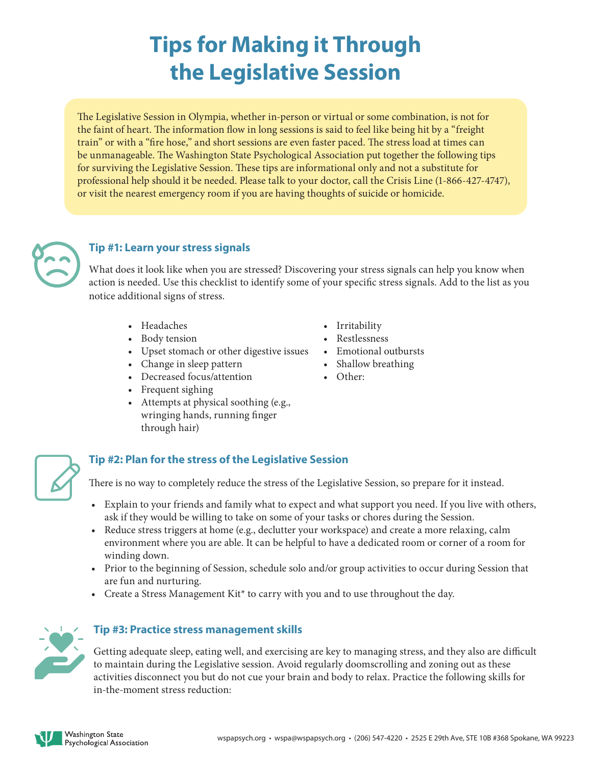# Tips for Making it Through the Legislative Session

The Legislative Session in Olympia, whether in-person or virtual or some combination, is not for the faint of heart. The information flow in long sessions is said to feel like being hit by a "freight train" or with a "fire hose," and short sessions are even faster paced. The stress load at times can be unmanageable. The Washington State Psychological Association put together the following tips for surviving the Legislative Session. These tips are informational only and not a substitute for professional help should it be needed. Please talk to your doctor, call the Crisis Line (1-866-427-4747), or visit the nearest emergency room if you are having thoughts of suicide or homicide.

## Tip #1: Learn your stress signals

What does it look like when you are stressed? Discovering your stress signals can help you know when action is needed. Use this checklist to identify some of your specific stress signals. Add to the list as you notice additional signs of stress.

- Headaches
- Body tension
- Upset stomach or other digestive issues
- Change in sleep pattern
- Decreased focus/attention
- Frequent sighing
- Attempts at physical soothing (e.g., wringing hands, running finger through hair)
- Irritability
- Restlessness
- Emotional outbursts
- Shallow breathing
- Other:

## Tip #2: Plan for the stress of the Legislative Session

There is no way to completely reduce the stress of the Legislative Session, so prepare for it instead.

- Explain to your friends and family what to expect and what support you need. If you live with others, ask if they would be willing to take on some of your tasks or chores during the Session.
- Reduce stress triggers at home (e.g., declutter your workspace) and create a more relaxing, calm environment where you are able. It can be helpful to have a dedicated room or corner of a room for winding down.
- Prior to the beginning of Session, schedule solo and/or group activities to occur during Session that are fun and nurturing.
- Create a Stress Management Kit* to carry with you and to use throughout the day.

## Tip #3: Practice stress management skills

Getting adequate sleep, eating well, and exercising are key to managing stress, and they also are difficult to maintain during the Legislative session. Avoid regularly doomscrolling and zoning out as these activities disconnect you but do not cue your brain and body to relax. Practice the following skills for in-the-moment stress reduction:

Washington State Psychological Association

wspapsych.org • wspa@wspapsych.org • (206) 547-4220 • 2525 E 29th Ave, STE 10B #368 Spokane, WA 99223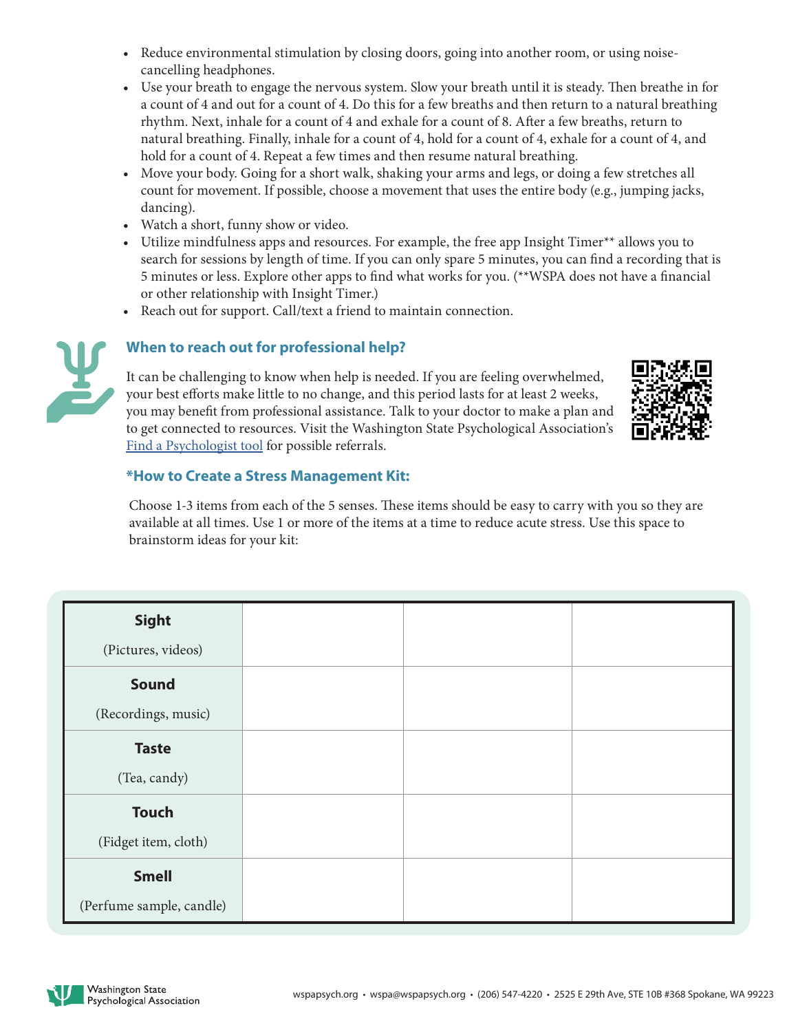- Reduce environmental stimulation by closing doors, going into another room, or using noise-cancelling headphones.
- Use your breath to engage the nervous system. Slow your breath until it is steady. Then breathe in for a count of 4 and out for a count of 4. Do this for a few breaths and then return to a natural breathing rhythm. Next, inhale for a count of 4 and exhale for a count of 8. After a few breaths, return to natural breathing. Finally, inhale for a count of 4, hold for a count of 4, exhale for a count of 4, and hold for a count of 4. Repeat a few times and then resume natural breathing.
- Move your body. Going for a short walk, shaking your arms and legs, or doing a few stretches all count for movement. If possible, choose a movement that uses the entire body (e.g., jumping jacks, dancing).
- Watch a short, funny show or video.
- Utilize mindfulness apps and resources. For example, the free app Insight Timer** allows you to search for sessions by length of time. If you can only spare 5 minutes, you can find a recording that is 5 minutes or less. Explore other apps to find what works for you. (**WSPA does not have a financial or other relationship with Insight Timer.)
- Reach out for support. Call/text a friend to maintain connection.

## When to reach out for professional help?

It can be challenging to know when help is needed. If you are feeling overwhelmed, your best efforts make little to no change, and this period lasts for at least 2 weeks, you may benefit from professional assistance. Talk to your doctor to make a plan and to get connected to resources. Visit the Washington State Psychological Association's Find a Psychologist tool for possible referrals.

## *How to Create a Stress Management Kit:

Choose 1-3 items from each of the 5 senses. These items should be easy to carry with you so they are available at all times. Use 1 or more of the items at a time to reduce acute stress. Use this space to brainstorm ideas for your kit:

| | | | |
|---|---|---|---|
| **Sight** (Pictures, videos) | | | |
| **Sound** (Recordings, music) | | | |
| **Taste** (Tea, candy) | | | |
| **Touch** (Fidget item, cloth) | | | |
| **Smell** (Perfume sample, candle) | | | |

Washington State Psychological Association

wspapsych.org • wspa@wspapsych.org • (206) 547-4220 • 2525 E 29th Ave, STE 10B #368 Spokane, WA 99223